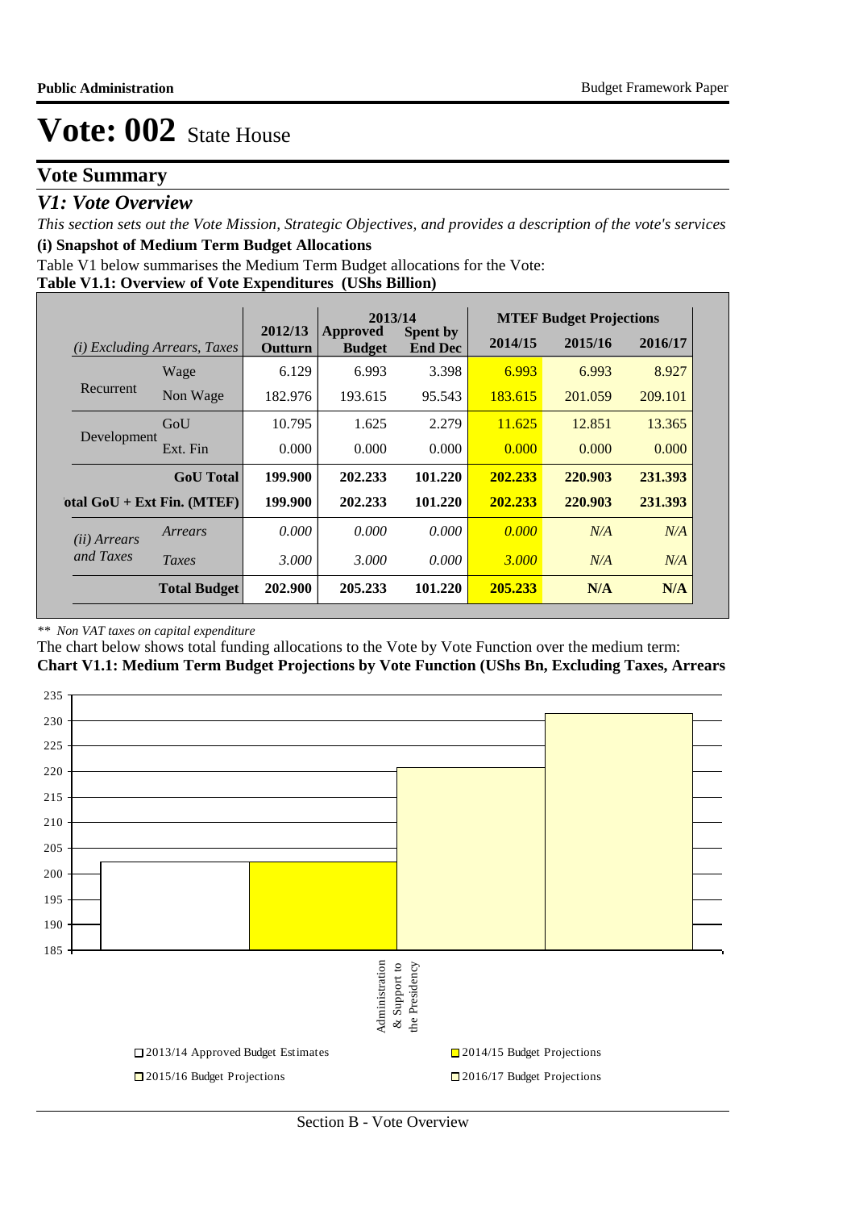# Vote: 002 State House

## Vote Summary

### *V1: Vote Overview*

*This section sets out the Vote Mission, Strategic Objectives, and provides a description of the vote's services*

**(i) Snapshot of Medium Term Budget Allocations**

Table V1 below summarises the Medium Term Budget allocations for the Vote:

**Table V1.1: Overview of Vote Expenditures (UShs Billion)**

| *(i) Excluding Arrears, Taxes* | | 2012/13 Outturn | 2013/14 Approved Budget | 2013/14 Spent by End Dec | MTEF Budget Projections 2014/15 | 2015/16 | 2016/17 |
|---|---|---|---|---|---|---|---|
| Recurrent | Wage | 6.129 | 6.993 | 3.398 | 6.993 | 6.993 | 8.927 |
| | Non Wage | 182.976 | 193.615 | 95.543 | 183.615 | 201.059 | 209.101 |
| Development | GoU | 10.795 | 1.625 | 2.279 | 11.625 | 12.851 | 13.365 |
| | Ext. Fin | 0.000 | 0.000 | 0.000 | 0.000 | 0.000 | 0.000 |
| | **GoU Total** | **199.900** | **202.233** | **101.220** | **202.233** | **220.903** | **231.393** |
| **Total GoU + Ext Fin. (MTEF)** | | **199.900** | **202.233** | **101.220** | **202.233** | **220.903** | **231.393** |
| *(ii) Arrears and Taxes* | *Arrears* | *0.000* | *0.000* | *0.000* | *0.000* | *N/A* | *N/A* |
| | *Taxes* | *3.000* | *3.000* | *0.000* | *3.000* | *N/A* | *N/A* |
| | **Total Budget** | **202.900** | **205.233** | **101.220** | **205.233** | **N/A** | **N/A** |

*\*\* Non VAT taxes on capital expenditure*

The chart below shows total funding allocations to the Vote by Vote Function over the medium term:

**Chart V1.1: Medium Term Budget Projections by Vote Function (UShs Bn, Excluding Taxes, Arrears**

| Vote Function | 2013/14 Approved Budget Estimates | 2014/15 Budget Projections | 2015/16 Budget Projections | 2016/17 Budget Projections |
|---|---|---|---|---|
| Administration & Support to the Presidency | 202.233 | 202.233 | 220.903 | 231.393 |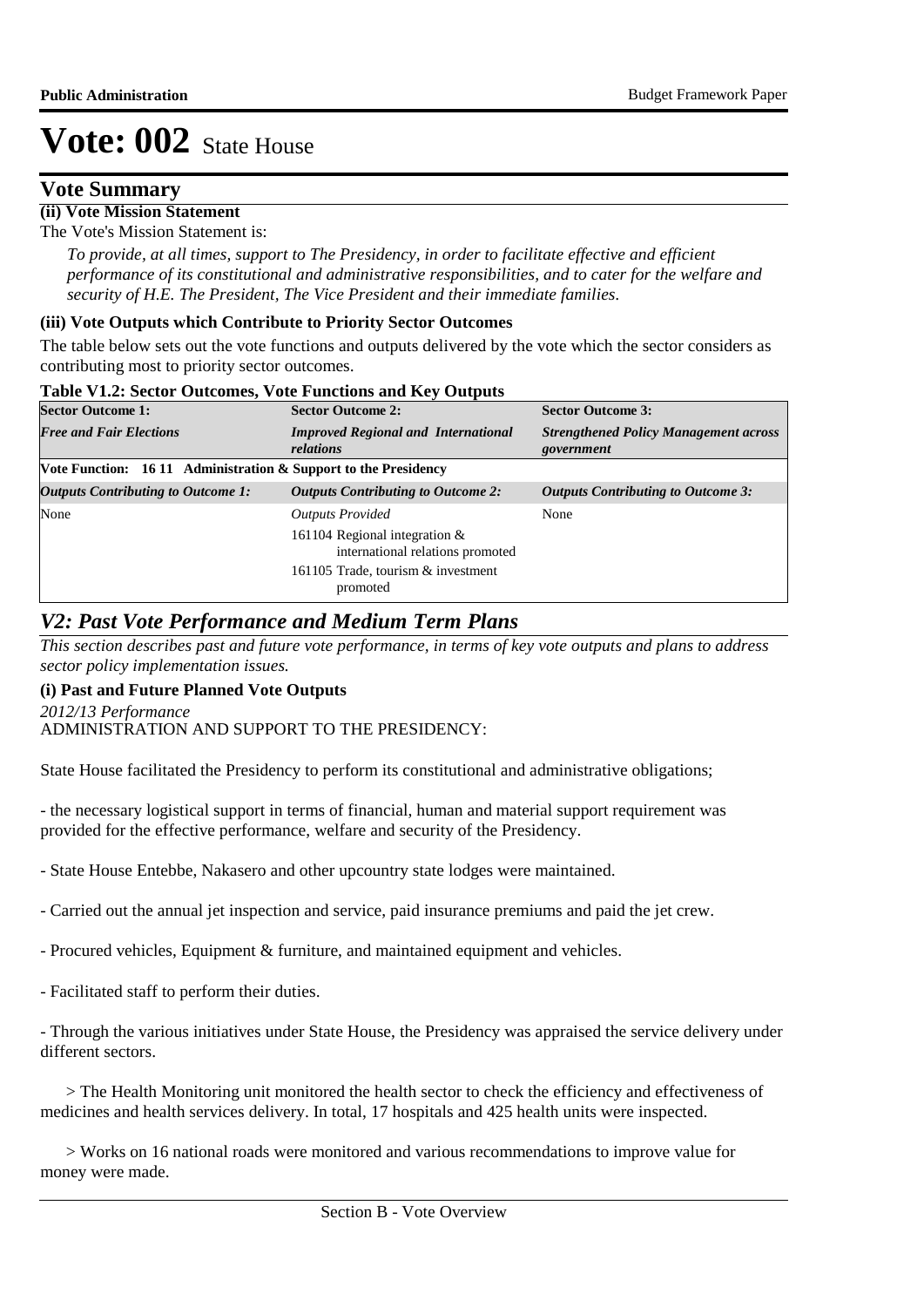# Vote: 002 State House

## Vote Summary

**(ii) Vote Mission Statement**

The Vote's Mission Statement is:

*To provide, at all times, support to The Presidency, in order to facilitate effective and efficient performance of its constitutional and administrative responsibilities, and to cater for the welfare and security of H.E. The President, The Vice President and their immediate families.*

**(iii) Vote Outputs which Contribute to Priority Sector Outcomes**

The table below sets out the vote functions and outputs delivered by the vote which the sector considers as contributing most to priority sector outcomes.

**Table V1.2: Sector Outcomes, Vote Functions and Key Outputs**

| **Sector Outcome 1:** | **Sector Outcome 2:** | **Sector Outcome 3:** |
|---|---|---|
| ***Free and Fair Elections*** | ***Improved Regional and International relations*** | ***Strengthened Policy Management across government*** |
| **Vote Function: 16 11 Administration & Support to the Presidency** | | |
| ***Outputs Contributing to Outcome 1:*** | ***Outputs Contributing to Outcome 2:*** | ***Outputs Contributing to Outcome 3:*** |
| None | *Outputs Provided*<br>161104 Regional integration & international relations promoted<br>161105 Trade, tourism & investment promoted | None |

## *V2: Past Vote Performance and Medium Term Plans*

*This section describes past and future vote performance, in terms of key vote outputs and plans to address sector policy implementation issues.*

**(i) Past and Future Planned Vote Outputs**

*2012/13 Performance*

ADMINISTRATION AND SUPPORT TO THE PRESIDENCY:

State House facilitated the Presidency to perform its constitutional and administrative obligations;

- the necessary logistical support in terms of financial, human and material support requirement was provided for the effective performance, welfare and security of the Presidency.

- State House Entebbe, Nakasero and other upcountry state lodges were maintained.

- Carried out the annual jet inspection and service, paid insurance premiums and paid the jet crew.

- Procured vehicles, Equipment & furniture, and maintained equipment and vehicles.

- Facilitated staff to perform their duties.

- Through the various initiatives under State House, the Presidency was appraised the service delivery under different sectors.

> The Health Monitoring unit monitored the health sector to check the efficiency and effectiveness of medicines and health services delivery. In total, 17 hospitals and 425 health units were inspected.

> Works on 16 national roads were monitored and various recommendations to improve value for money were made.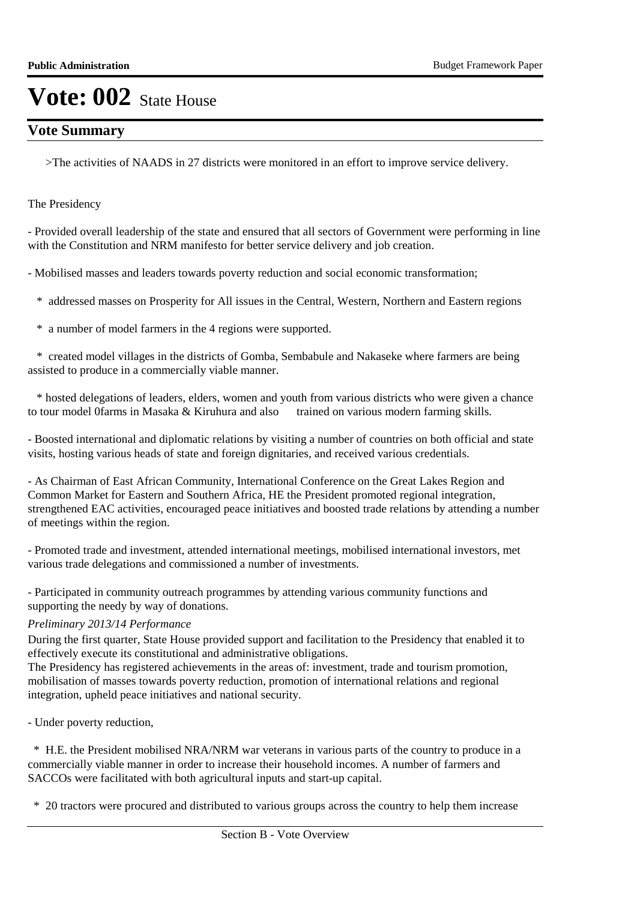# Vote: 002 State House

## Vote Summary

>The activities of NAADS in 27 districts were monitored in an effort to improve service delivery.

The Presidency

- Provided overall leadership of the state and ensured that all sectors of Government were performing in line with the Constitution and NRM manifesto for better service delivery and job creation.

- Mobilised masses and leaders towards poverty reduction and social economic transformation;

  * addressed masses on Prosperity for All issues in the Central, Western, Northern and Eastern regions

  * a number of model farmers in the 4 regions were supported.

  * created model villages in the districts of Gomba, Sembabule and Nakaseke where farmers are being assisted to produce in a commercially viable manner.

  * hosted delegations of leaders, elders, women and youth from various districts who were given a chance to tour model 0farms in Masaka & Kiruhura and also trained on various modern farming skills.

- Boosted international and diplomatic relations by visiting a number of countries on both official and state visits, hosting various heads of state and foreign dignitaries, and received various credentials.

- As Chairman of East African Community, International Conference on the Great Lakes Region and Common Market for Eastern and Southern Africa, HE the President promoted regional integration, strengthened EAC activities, encouraged peace initiatives and boosted trade relations by attending a number of meetings within the region.

- Promoted trade and investment, attended international meetings, mobilised international investors, met various trade delegations and commissioned a number of investments.

- Participated in community outreach programmes by attending various community functions and supporting the needy by way of donations.

*Preliminary 2013/14 Performance*

During the first quarter, State House provided support and facilitation to the Presidency that enabled it to effectively execute its constitutional and administrative obligations.
The Presidency has registered achievements in the areas of: investment, trade and tourism promotion, mobilisation of masses towards poverty reduction, promotion of international relations and regional integration, upheld peace initiatives and national security.

- Under poverty reduction,

  * H.E. the President mobilised NRA/NRM war veterans in various parts of the country to produce in a commercially viable manner in order to increase their household incomes. A number of farmers and SACCOs were facilitated with both agricultural inputs and start-up capital.

  * 20 tractors were procured and distributed to various groups across the country to help them increase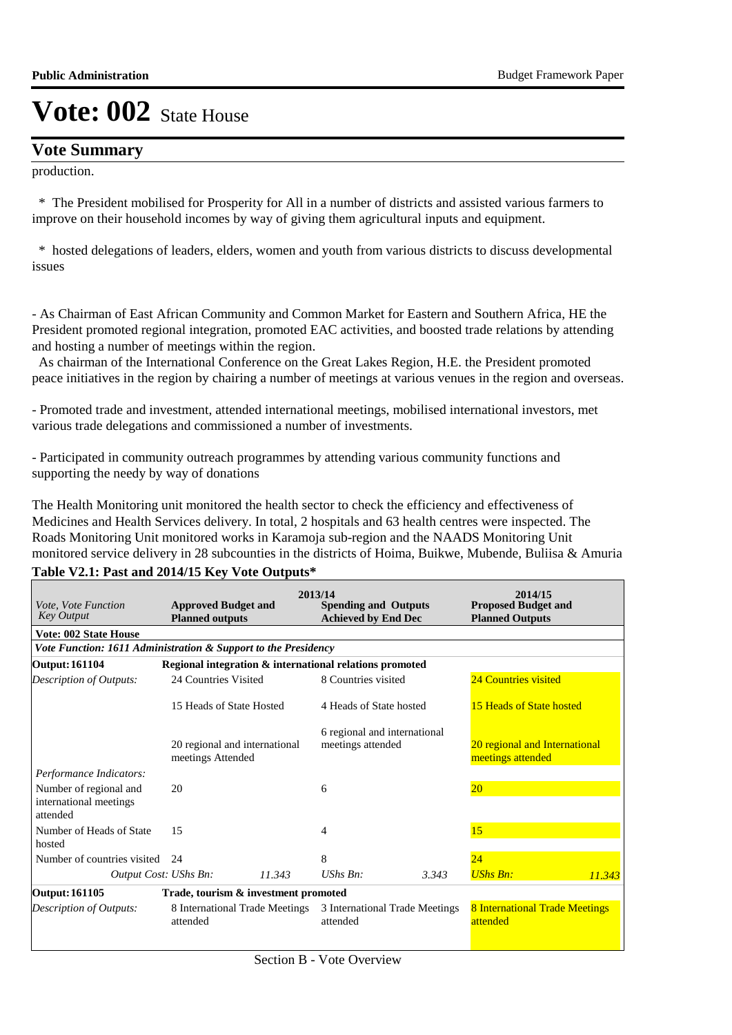# Vote: 002 State House

## Vote Summary

production.

  * The President mobilised for Prosperity for All in a number of districts and assisted various farmers to improve on their household incomes by way of giving them agricultural inputs and equipment.

  * hosted delegations of leaders, elders, women and youth from various districts to discuss developmental issues

- As Chairman of East African Community and Common Market for Eastern and Southern Africa, HE the President promoted regional integration, promoted EAC activities, and boosted trade relations by attending and hosting a number of meetings within the region.
  As chairman of the International Conference on the Great Lakes Region, H.E. the President promoted peace initiatives in the region by chairing a number of meetings at various venues in the region and overseas.

- Promoted trade and investment, attended international meetings, mobilised international investors, met various trade delegations and commissioned a number of investments.

- Participated in community outreach programmes by attending various community functions and supporting the needy by way of donations

The Health Monitoring unit monitored the health sector to check the efficiency and effectiveness of Medicines and Health Services delivery. In total, 2 hospitals and 63 health centres were inspected. The Roads Monitoring Unit monitored works in Karamoja sub-region and the NAADS Monitoring Unit monitored service delivery in 28 subcounties in the districts of Hoima, Buikwe, Mubende, Buliisa & Amuria

**Table V2.1: Past and 2014/15 Key Vote Outputs***

| *Vote, Vote Function Key Output* | 2013/14 **Approved Budget and Planned outputs** | | **Spending and Outputs Achieved by End Dec** | | 2014/15 **Proposed Budget and Planned Outputs** | |
|---|---|---|---|---|---|---|
| **Vote: 002 State House** | | | | | | |
| ***Vote Function: 1611 Administration & Support to the Presidency*** | | | | | | |
| **Output: 161104** | **Regional integration & international relations promoted** | | | | | |
| *Description of Outputs:* | 24 Countries Visited | | 8 Countries visited | | 24 Countries visited | |
| | 15 Heads of State Hosted | | 4 Heads of State hosted | | 15 Heads of State hosted | |
| | 20 regional and international meetings Attended | | 6 regional and international meetings attended | | 20 regional and International meetings attended | |
| *Performance Indicators:* | | | | | | |
| Number of regional and international meetings attended | 20 | | 6 | | 20 | |
| Number of Heads of State hosted | 15 | | 4 | | 15 | |
| Number of countries visited | 24 | | 8 | | 24 | |
| *Output Cost:* | *UShs Bn:* | *11.343* | *UShs Bn:* | *3.343* | *UShs Bn:* | *11.343* |
| **Output: 161105** | **Trade, tourism & investment promoted** | | | | | |
| *Description of Outputs:* | 8 International Trade Meetings attended | | 3 International Trade Meetings attended | | 8 International Trade Meetings attended | |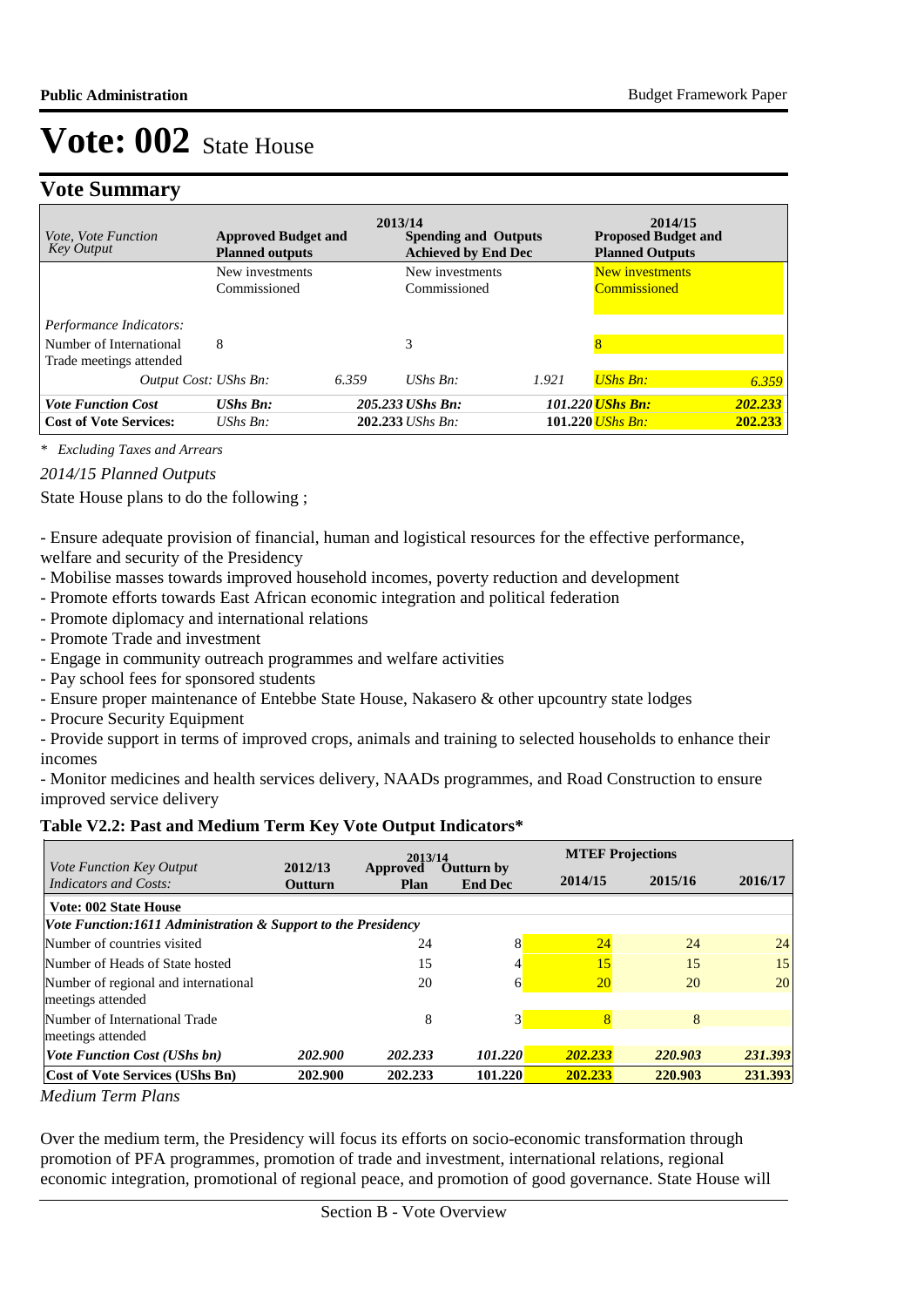# Vote: 002 State House

## Vote Summary

| *Vote, Vote Function Key Output* | 2013/14 **Approved Budget and Planned outputs** | | **Spending and Outputs Achieved by End Dec** | | 2014/15 **Proposed Budget and Planned Outputs** | |
|---|---|---|---|---|---|---|
| | New investments Commissioned | | New investments Commissioned | | New investments Commissioned | |
| *Performance Indicators:* | | | | | | |
| Number of International Trade meetings attended | 8 | | 3 | | 8 | |
| *Output Cost:* | *UShs Bn:* | *6.359* | *UShs Bn:* | *1.921* | *UShs Bn:* | *6.359* |
| ***Vote Function Cost*** | ***UShs Bn:*** | ***205.233*** | ***UShs Bn:*** | ***101.220*** | ***UShs Bn:*** | ***202.233*** |
| **Cost of Vote Services:** | *UShs Bn:* | **202.233** | *UShs Bn:* | **101.220** | *UShs Bn:* | **202.233** |

*\* Excluding Taxes and Arrears*

*2014/15 Planned Outputs*

State House plans to do the following ;

- Ensure adequate provision of financial, human and logistical resources for the effective performance, welfare and security of the Presidency
- Mobilise masses towards improved household incomes, poverty reduction and development
- Promote efforts towards East African economic integration and political federation
- Promote diplomacy and international relations
- Promote Trade and investment
- Engage in community outreach programmes and welfare activities
- Pay school fees for sponsored students
- Ensure proper maintenance of Entebbe State House, Nakasero & other upcountry state lodges
- Procure Security Equipment
- Provide support in terms of improved crops, animals and training to selected households to enhance their incomes
- Monitor medicines and health services delivery, NAADs programmes, and Road Construction to ensure improved service delivery

### Table V2.2: Past and Medium Term Key Vote Output Indicators*

| *Vote Function Key Output Indicators and Costs:* | 2012/13 Outturn | 2013/14 Approved Plan | Outturn by End Dec | MTEF Projections 2014/15 | 2015/16 | 2016/17 |
|---|---|---|---|---|---|---|
| **Vote: 002 State House** | | | | | | |
| ***Vote Function:1611 Administration & Support to the Presidency*** | | | | | | |
| Number of countries visited | | 24 | 8 | 24 | 24 | 24 |
| Number of Heads of State hosted | | 15 | 4 | 15 | 15 | 15 |
| Number of regional and international meetings attended | | 20 | 6 | 20 | 20 | 20 |
| Number of International Trade meetings attended | | 8 | 3 | 8 | 8 | |
| ***Vote Function Cost (UShs bn)*** | ***202.900*** | ***202.233*** | ***101.220*** | ***202.233*** | ***220.903*** | ***231.393*** |
| **Cost of Vote Services (UShs Bn)** | **202.900** | **202.233** | **101.220** | **202.233** | **220.903** | **231.393** |

*Medium Term Plans*

Over the medium term, the Presidency will focus its efforts on socio-economic transformation through promotion of PFA programmes, promotion of trade and investment, international relations, regional economic integration, promotional of regional peace, and promotion of good governance. State House will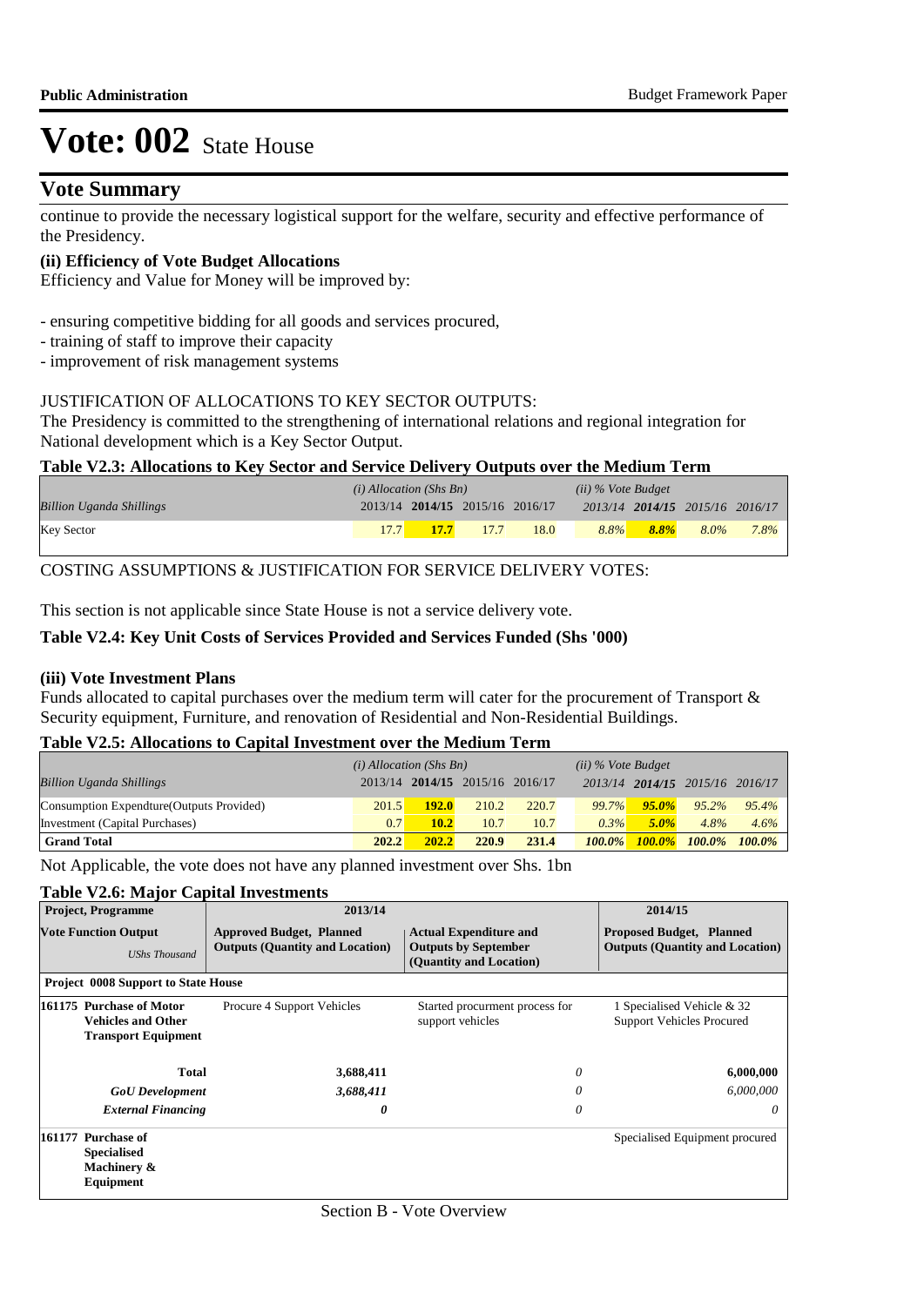# Vote: 002 State House

## Vote Summary

continue to provide the necessary logistical support for the welfare, security and effective performance of the Presidency.

**(ii) Efficiency of Vote Budget Allocations**

Efficiency and Value for Money will be improved by:

- ensuring competitive bidding for all goods and services procured,
- training of staff to improve their capacity
- improvement of risk management systems

JUSTIFICATION OF ALLOCATIONS TO KEY SECTOR OUTPUTS:

The Presidency is committed to the strengthening of international relations and regional integration for National development which is a Key Sector Output.

**Table V2.3: Allocations to Key Sector and Service Delivery Outputs over the Medium Term**

| *Billion Uganda Shillings* | *(i) Allocation (Shs Bn)* 2013/14 | **2014/15** | 2015/16 | 2016/17 | *(ii) % Vote Budget* 2013/14 | **2014/15** | 2015/16 | 2016/17 |
|---|---|---|---|---|---|---|---|---|
| Key Sector | 17.7 | **17.7** | 17.7 | 18.0 | 8.8% | **8.8%** | 8.0% | 7.8% |

COSTING ASSUMPTIONS & JUSTIFICATION FOR SERVICE DELIVERY VOTES:

This section is not applicable since State House is not a service delivery vote.

**Table V2.4: Key Unit Costs of Services Provided and Services Funded (Shs '000)**

**(iii) Vote Investment Plans**

Funds allocated to capital purchases over the medium term will cater for the procurement of Transport & Security equipment, Furniture, and renovation of Residential and Non-Residential Buildings.

**Table V2.5: Allocations to Capital Investment over the Medium Term**

| *Billion Uganda Shillings* | *(i) Allocation (Shs Bn)* 2013/14 | **2014/15** | 2015/16 | 2016/17 | *(ii) % Vote Budget* 2013/14 | **2014/15** | 2015/16 | 2016/17 |
|---|---|---|---|---|---|---|---|---|
| Consumption Expendture(Outputs Provided) | 201.5 | **192.0** | 210.2 | 220.7 | 99.7% | **95.0%** | 95.2% | 95.4% |
| Investment (Capital Purchases) | 0.7 | **10.2** | 10.7 | 10.7 | 0.3% | **5.0%** | 4.8% | 4.6% |
| **Grand Total** | **202.2** | **202.2** | **220.9** | **231.4** | **100.0%** | **100.0%** | **100.0%** | **100.0%** |

Not Applicable, the vote does not have any planned investment over Shs. 1bn

**Table V2.6: Major Capital Investments**

| **Project, Programme** | **2013/14** | | **2014/15** |
|---|---|---|---|
| **Vote Function Output** *UShs Thousand* | **Approved Budget, Planned Outputs (Quantity and Location)** | **Actual Expenditure and Outputs by September (Quantity and Location)** | **Proposed Budget, Planned Outputs (Quantity and Location)** |
| **Project 0008 Support to State House** | | | |
| **161175 Purchase of Motor Vehicles and Other Transport Equipment** | Procure 4 Support Vehicles | Started procurment process for support vehicles | 1 Specialised Vehicle & 32 Support Vehicles Procured |
| **Total** | **3,688,411** | *0* | **6,000,000** |
| ***GoU Development*** | ***3,688,411*** | *0* | *6,000,000* |
| ***External Financing*** | ***0*** | *0* | *0* |
| **161177 Purchase of Specialised Machinery & Equipment** | | | Specialised Equipment procured |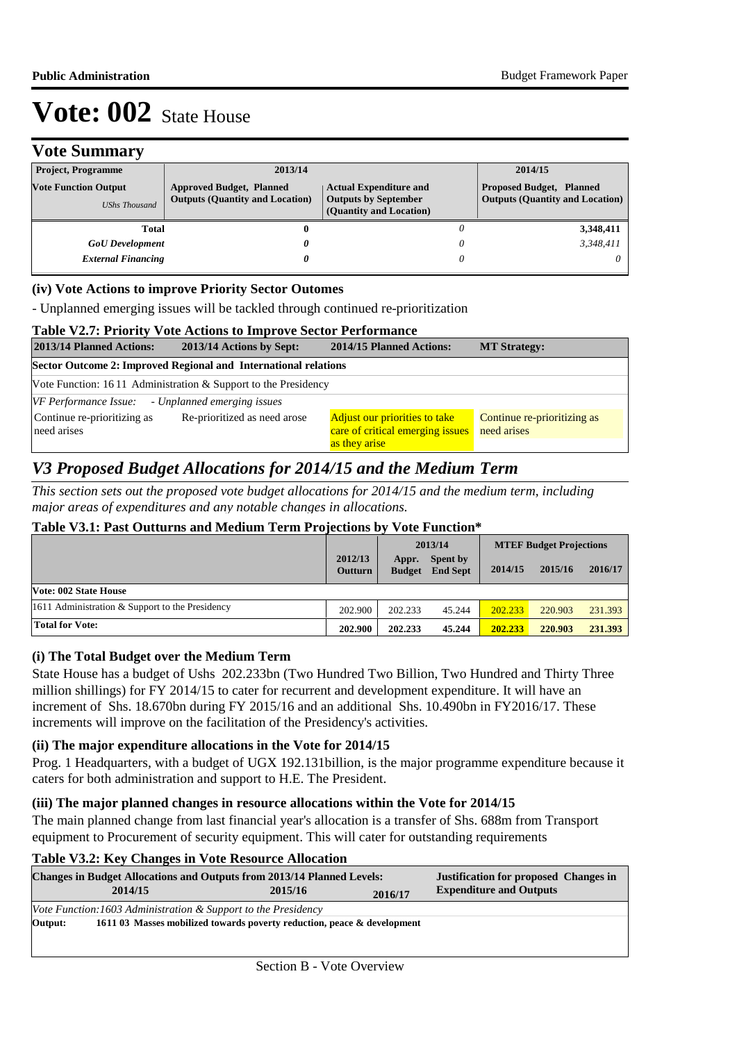# Vote: 002 State House

## Vote Summary

| Project, Programme | 2013/14 | | 2014/15 |
|---|---|---|---|
| **Vote Function Output** *UShs Thousand* | **Approved Budget, Planned Outputs (Quantity and Location)** | **Actual Expenditure and Outputs by September (Quantity and Location)** | **Proposed Budget, Planned Outputs (Quantity and Location)** |
| **Total** | **0** | *0* | **3,348,411** |
| ***GoU Development*** | ***0*** | *0* | *3,348,411* |
| ***External Financing*** | ***0*** | *0* | *0* |

### (iv) Vote Actions to improve Priority Sector Outomes

- Unplanned emerging issues will be tackled through continued re-prioritization

**Table V2.7: Priority Vote Actions to Improve Sector Performance**

| 2013/14 Planned Actions: | 2013/14 Actions by Sept: | 2014/15 Planned Actions: | MT Strategy: |
|---|---|---|---|
| **Sector Outcome 2: Improved Regional and International relations** | | | |
| Vote Function: 16 11 Administration & Support to the Presidency | | | |
| *VF Performance Issue: - Unplanned emerging issues* | | | |
| Continue re-prioritizing as need arises | Re-prioritized as need arose | Adjust our priorities to take care of critical emerging issues as they arise | Continue re-prioritizing as need arises |

## *V3 Proposed Budget Allocations for 2014/15 and the Medium Term*

*This section sets out the proposed vote budget allocations for 2014/15 and the medium term, including major areas of expenditures and any notable changes in allocations.*

**Table V3.1: Past Outturns and Medium Term Projections by Vote Function***

| | 2012/13 Outturn | 2013/14 Appr. Budget | 2013/14 Spent by End Sept | MTEF Budget Projections 2014/15 | 2015/16 | 2016/17 |
|---|---|---|---|---|---|---|
| **Vote: 002 State House** | | | | | | |
| 1611 Administration & Support to the Presidency | 202.900 | 202.233 | 45.244 | 202.233 | 220.903 | 231.393 |
| **Total for Vote:** | **202.900** | **202.233** | **45.244** | **202.233** | **220.903** | **231.393** |

### (i) The Total Budget over the Medium Term

State House has a budget of Ushs 202.233bn (Two Hundred Two Billion, Two Hundred and Thirty Three million shillings) for FY 2014/15 to cater for recurrent and development expenditure. It will have an increment of Shs. 18.670bn during FY 2015/16 and an additional Shs. 10.490bn in FY2016/17. These increments will improve on the facilitation of the Presidency's activities.

### (ii) The major expenditure allocations in the Vote for 2014/15

Prog. 1 Headquarters, with a budget of UGX 192.131billion, is the major programme expenditure because it caters for both administration and support to H.E. The President.

### (iii) The major planned changes in resource allocations within the Vote for 2014/15

The main planned change from last financial year's allocation is a transfer of Shs. 688m from Transport equipment to Procurement of security equipment. This will cater for outstanding requirements

**Table V3.2: Key Changes in Vote Resource Allocation**

| Changes in Budget Allocations and Outputs from 2013/14 Planned Levels: 2014/15 | 2015/16 | 2016/17 | Justification for proposed Changes in Expenditure and Outputs |
|---|---|---|---|
| *Vote Function:1603 Administration & Support to the Presidency* | | | |
| **Output: 1611 03 Masses mobilized towards poverty reduction, peace & development** | | | |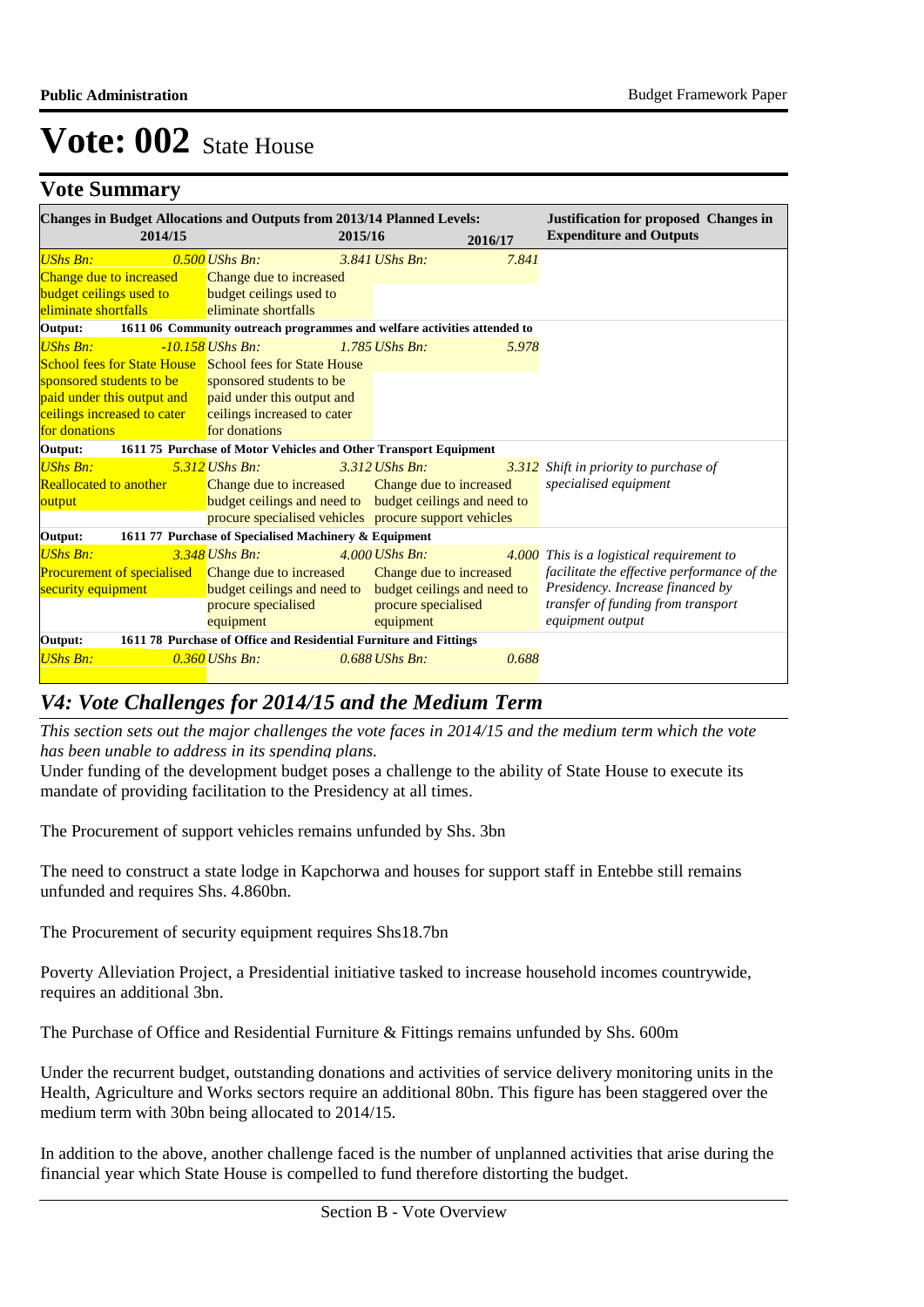# Vote: 002 State House

## Vote Summary

| Changes in Budget Allocations and Outputs from 2013/14 Planned Levels: 2014/15 | 2015/16 | 2016/17 | Justification for proposed Changes in Expenditure and Outputs |
|---|---|---|---|
| *UShs Bn: 0.500* Change due to increased budget ceilings used to eliminate shortfalls | *UShs Bn: 3.841* Change due to increased budget ceilings used to eliminate shortfalls | *UShs Bn: 7.841* | |
| **Output: 1611 06 Community outreach programmes and welfare activities attended to** | | | |
| *UShs Bn: -10.158* School fees for State House sponsored students to be paid under this output and ceilings increased to cater for donations | *UShs Bn: 1.785* School fees for State House sponsored students to be paid under this output and ceilings increased to cater for donations | *UShs Bn: 5.978* | |
| **Output: 1611 75 Purchase of Motor Vehicles and Other Transport Equipment** | | | |
| *UShs Bn: 5.312* Reallocated to another output | *UShs Bn: 3.312* Change due to increased budget ceilings and need to procure specialised vehicles | *UShs Bn: 3.312* Change due to increased budget ceilings and need to procure support vehicles | *Shift in priority to purchase of specialised equipment* |
| **Output: 1611 77 Purchase of Specialised Machinery & Equipment** | | | |
| *UShs Bn: 3.348* Procurement of specialised security equipment | *UShs Bn: 4.000* Change due to increased budget ceilings and need to procure specialised equipment | *UShs Bn: 4.000* Change due to increased budget ceilings and need to procure specialised equipment | *This is a logistical requirement to facilitate the effective performance of the Presidency. Increase financed by transfer of funding from transport equipment output* |
| **Output: 1611 78 Purchase of Office and Residential Furniture and Fittings** | | | |
| *UShs Bn: 0.360* | *UShs Bn: 0.688* | *UShs Bn: 0.688* | |

## *V4: Vote Challenges for 2014/15 and the Medium Term*

*This section sets out the major challenges the vote faces in 2014/15 and the medium term which the vote has been unable to address in its spending plans.*

Under funding of the development budget poses a challenge to the ability of State House to execute its mandate of providing facilitation to the Presidency at all times.

The Procurement of support vehicles remains unfunded by Shs. 3bn

The need to construct a state lodge in Kapchorwa and houses for support staff in Entebbe still remains unfunded and requires Shs. 4.860bn.

The Procurement of security equipment requires Shs18.7bn

Poverty Alleviation Project, a Presidential initiative tasked to increase household incomes countrywide, requires an additional 3bn.

The Purchase of Office and Residential Furniture & Fittings remains unfunded by Shs. 600m

Under the recurrent budget, outstanding donations and activities of service delivery monitoring units in the Health, Agriculture and Works sectors require an additional 80bn. This figure has been staggered over the medium term with 30bn being allocated to 2014/15.

In addition to the above, another challenge faced is the number of unplanned activities that arise during the financial year which State House is compelled to fund therefore distorting the budget.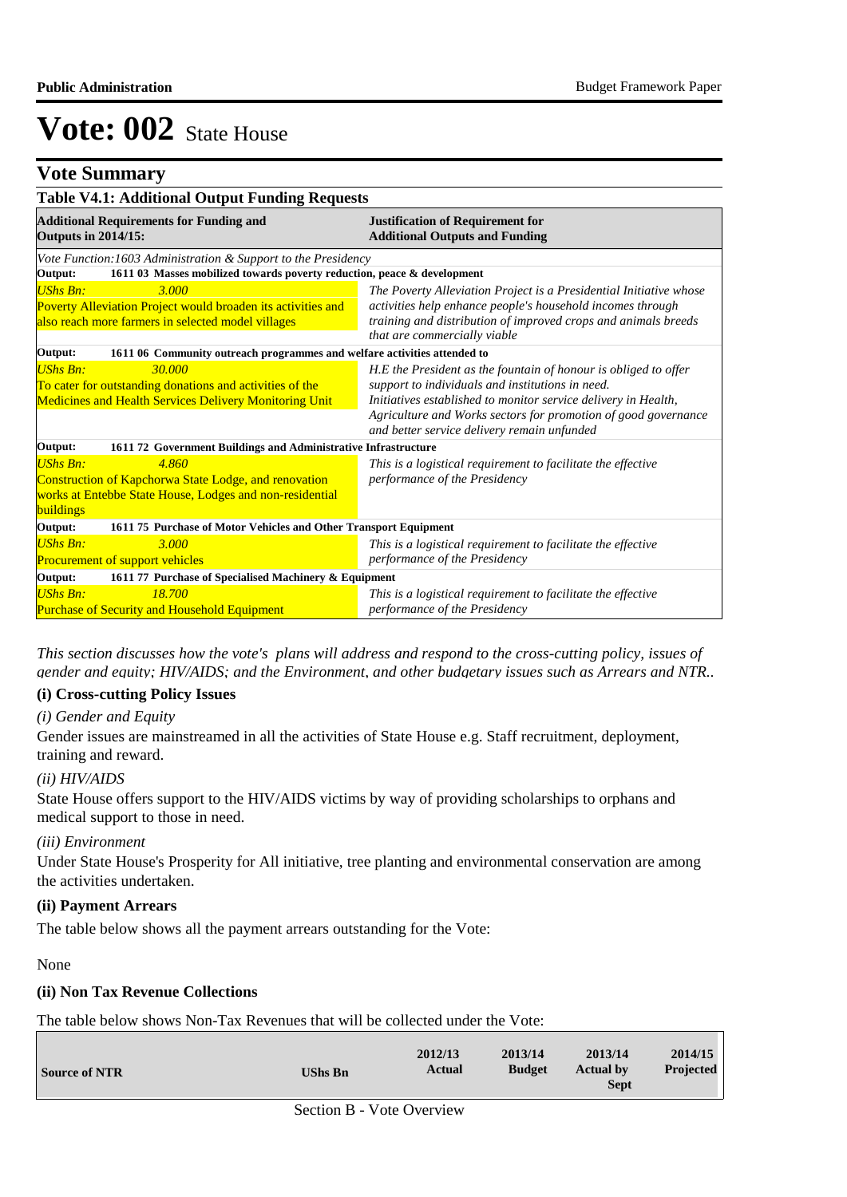# Vote: 002 State House

## Vote Summary

### Table V4.1: Additional Output Funding Requests

| Additional Requirements for Funding and Outputs in 2014/15: | Justification of Requirement for Additional Outputs and Funding |
|---|---|
| *Vote Function:1603 Administration & Support to the Presidency* | |
| **Output: 1611 03 Masses mobilized towards poverty reduction, peace & development** | |
| *UShs Bn: 3.000*<br>Poverty Alleviation Project would broaden its activities and also reach more farmers in selected model villages | *The Poverty Alleviation Project is a Presidential Initiative whose activities help enhance people's household incomes through training and distribution of improved crops and animals breeds that are commercially viable* |
| **Output: 1611 06 Community outreach programmes and welfare activities attended to** | |
| *UShs Bn: 30.000*<br>To cater for outstanding donations and activities of the Medicines and Health Services Delivery Monitoring Unit | *H.E the President as the fountain of honour is obliged to offer support to individuals and institutions in need. Initiatives established to monitor service delivery in Health, Agriculture and Works sectors for promotion of good governance and better service delivery remain unfunded* |
| **Output: 1611 72 Government Buildings and Administrative Infrastructure** | |
| *UShs Bn: 4.860*<br>Construction of Kapchorwa State Lodge, and renovation works at Entebbe State House, Lodges and non-residential buildings | *This is a logistical requirement to facilitate the effective performance of the Presidency* |
| **Output: 1611 75 Purchase of Motor Vehicles and Other Transport Equipment** | |
| *UShs Bn: 3.000*<br>Procurement of support vehicles | *This is a logistical requirement to facilitate the effective performance of the Presidency* |
| **Output: 1611 77 Purchase of Specialised Machinery & Equipment** | |
| *UShs Bn: 18.700*<br>Purchase of Security and Household Equipment | *This is a logistical requirement to facilitate the effective performance of the Presidency* |

*This section discusses how the vote's plans will address and respond to the cross-cutting policy, issues of gender and equity; HIV/AIDS; and the Environment, and other budgetary issues such as Arrears and NTR..*

### (i) Cross-cutting Policy Issues

*(i) Gender and Equity*

Gender issues are mainstreamed in all the activities of State House e.g. Staff recruitment, deployment, training and reward.

*(ii) HIV/AIDS*

State House offers support to the HIV/AIDS victims by way of providing scholarships to orphans and medical support to those in need.

*(iii) Environment*

Under State House's Prosperity for All initiative, tree planting and environmental conservation are among the activities undertaken.

### (ii) Payment Arrears

The table below shows all the payment arrears outstanding for the Vote:

None

### (ii) Non Tax Revenue Collections

The table below shows Non-Tax Revenues that will be collected under the Vote:

| Source of NTR | UShs Bn | 2012/13 Actual | 2013/14 Budget | 2013/14 Actual by Sept | 2014/15 Projected |
|---|---|---|---|---|---|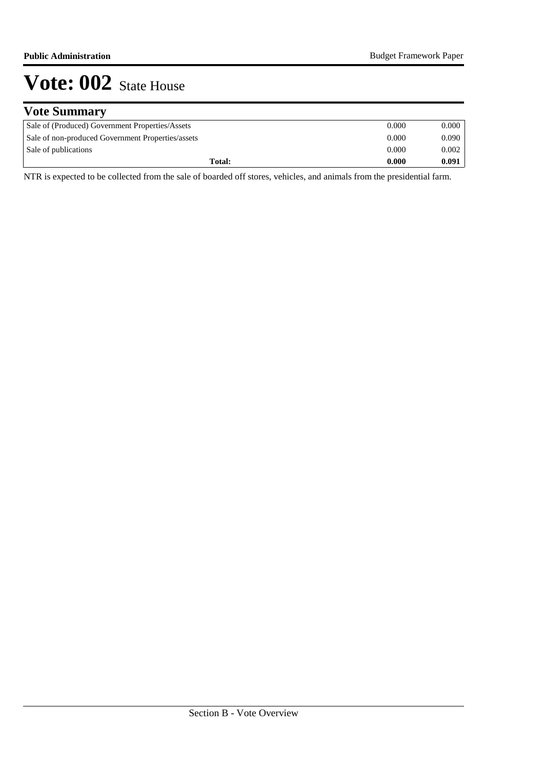# Vote: 002 State House

## Vote Summary

| | | |
|---|---|---|
| Sale of (Produced) Government Properties/Assets | 0.000 | 0.000 |
| Sale of non-produced Government Properties/assets | 0.000 | 0.090 |
| Sale of publications | 0.000 | 0.002 |
| **Total:** | **0.000** | **0.091** |

NTR is expected to be collected from the sale of boarded off stores, vehicles, and animals from the presidential farm.